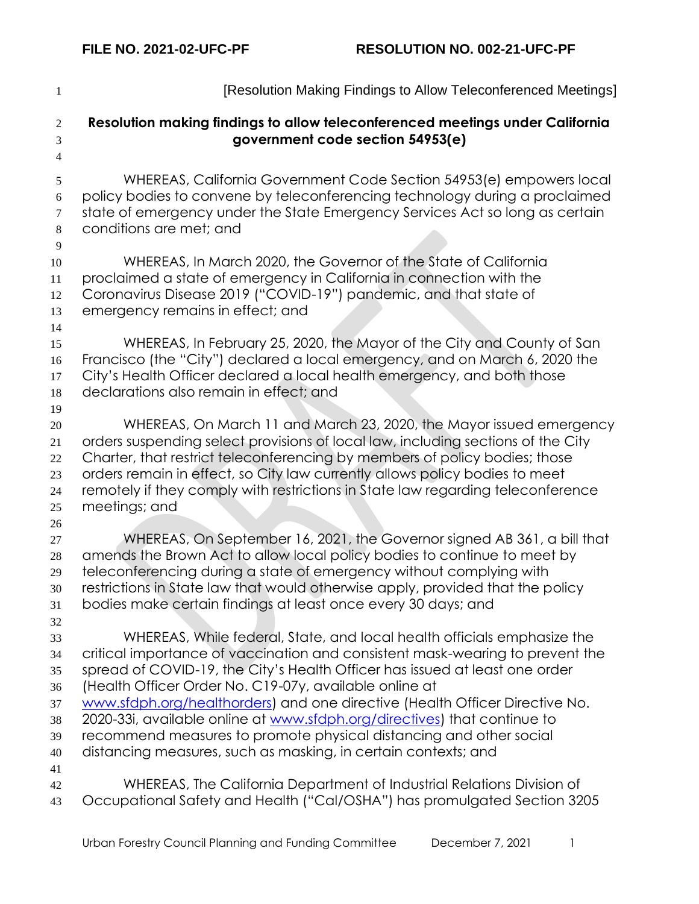FILE NO. 2021-02-UFC-PF RESOLUTION NO. 002-21-UFC-PF

[Resolution Making Findings to Allow Teleconferenced Meetings]

**Resolution making findings to allow teleconferenced meetings under California government code section 54953(e)**

WHEREAS, California Government Code Section 54953(e) empowers local policy bodies to convene by teleconferencing technology during a proclaimed state of emergency under the State Emergency Services Act so long as certain conditions are met; and

WHEREAS, In March 2020, the Governor of the State of California proclaimed a state of emergency in California in connection with the Coronavirus Disease 2019 ("COVID-19") pandemic, and that state of emergency remains in effect; and

WHEREAS, In February 25, 2020, the Mayor of the City and County of San Francisco (the "City") declared a local emergency, and on March 6, 2020 the City's Health Officer declared a local health emergency, and both those declarations also remain in effect; and

WHEREAS, On March 11 and March 23, 2020, the Mayor issued emergency orders suspending select provisions of local law, including sections of the City Charter, that restrict teleconferencing by members of policy bodies; those orders remain in effect, so City law currently allows policy bodies to meet remotely if they comply with restrictions in State law regarding teleconference meetings; and

WHEREAS, On September 16, 2021, the Governor signed AB 361, a bill that amends the Brown Act to allow local policy bodies to continue to meet by teleconferencing during a state of emergency without complying with restrictions in State law that would otherwise apply, provided that the policy bodies make certain findings at least once every 30 days; and

WHEREAS, While federal, State, and local health officials emphasize the critical importance of vaccination and consistent mask-wearing to prevent the spread of COVID-19, the City's Health Officer has issued at least one order (Health Officer Order No. C19-07y, available online at www.sfdph.org/healthorders) and one directive (Health Officer Directive No. 2020-33i, available online at www.sfdph.org/directives) that continue to recommend measures to promote physical distancing and other social distancing measures, such as masking, in certain contexts; and

WHEREAS, The California Department of Industrial Relations Division of Occupational Safety and Health ("Cal/OSHA") has promulgated Section 3205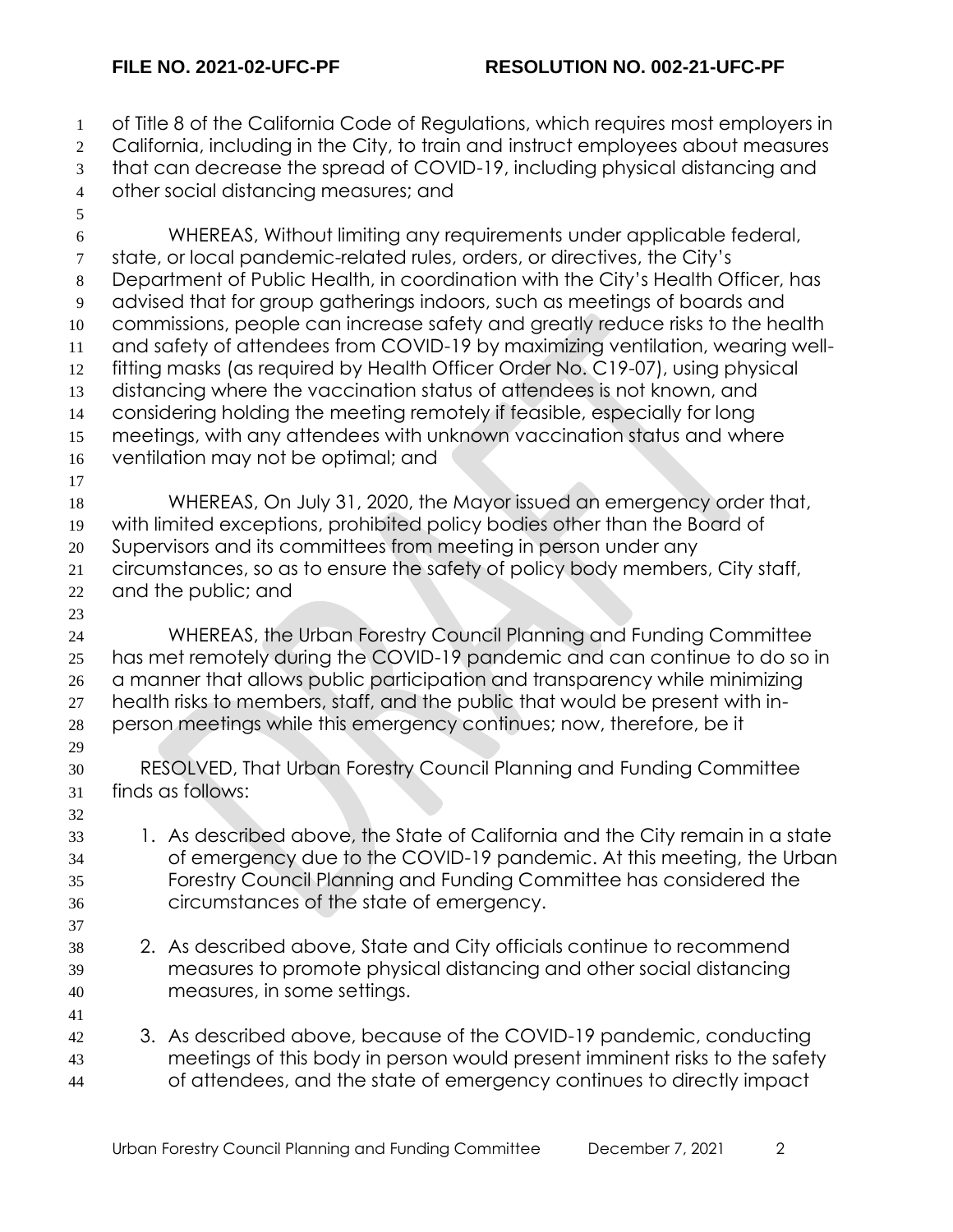of Title 8 of the California Code of Regulations, which requires most employers in California, including in the City, to train and instruct employees about measures that can decrease the spread of COVID-19, including physical distancing and other social distancing measures; and

WHEREAS, Without limiting any requirements under applicable federal, state, or local pandemic-related rules, orders, or directives, the City's Department of Public Health, in coordination with the City's Health Officer, has advised that for group gatherings indoors, such as meetings of boards and commissions, people can increase safety and greatly reduce risks to the health and safety of attendees from COVID-19 by maximizing ventilation, wearing well-fitting masks (as required by Health Officer Order No. C19-07), using physical distancing where the vaccination status of attendees is not known, and considering holding the meeting remotely if feasible, especially for long meetings, with any attendees with unknown vaccination status and where ventilation may not be optimal; and

WHEREAS, On July 31, 2020, the Mayor issued an emergency order that, with limited exceptions, prohibited policy bodies other than the Board of Supervisors and its committees from meeting in person under any circumstances, so as to ensure the safety of policy body members, City staff, and the public; and

WHEREAS, the Urban Forestry Council Planning and Funding Committee has met remotely during the COVID-19 pandemic and can continue to do so in a manner that allows public participation and transparency while minimizing health risks to members, staff, and the public that would be present with in-person meetings while this emergency continues; now, therefore, be it

RESOLVED, That Urban Forestry Council Planning and Funding Committee finds as follows:

1. As described above, the State of California and the City remain in a state of emergency due to the COVID-19 pandemic. At this meeting, the Urban Forestry Council Planning and Funding Committee has considered the circumstances of the state of emergency.

2. As described above, State and City officials continue to recommend measures to promote physical distancing and other social distancing measures, in some settings.

3. As described above, because of the COVID-19 pandemic, conducting meetings of this body in person would present imminent risks to the safety of attendees, and the state of emergency continues to directly impact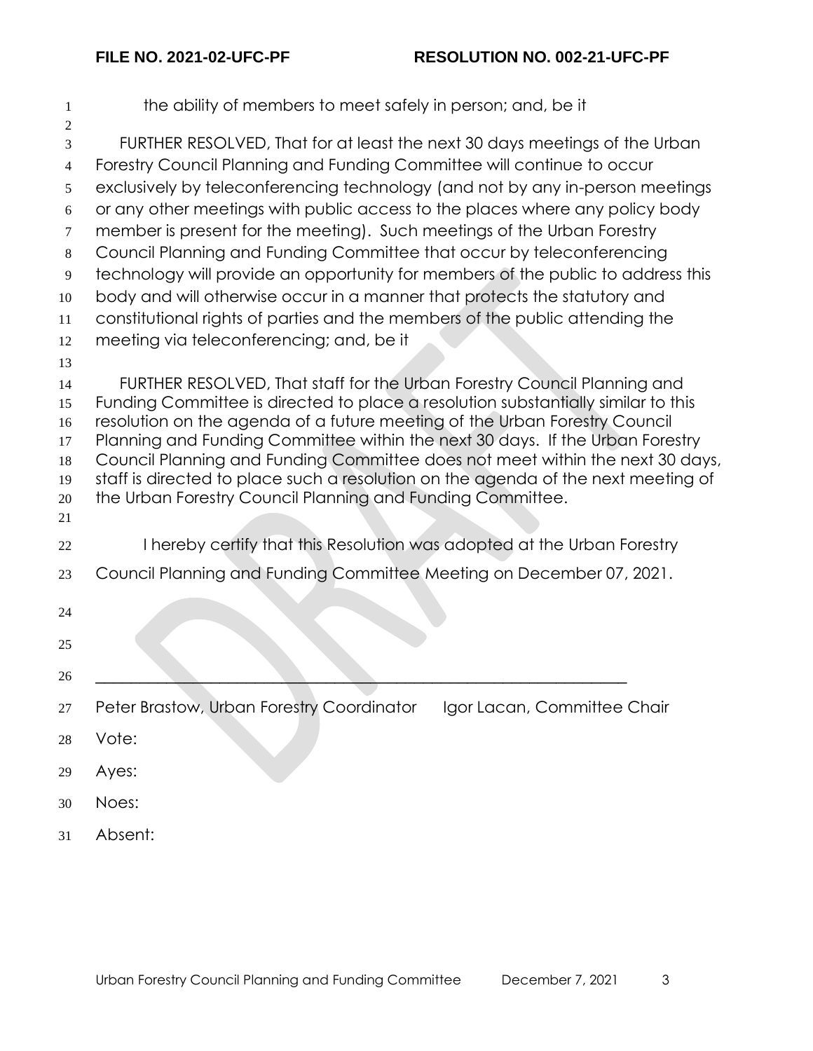the ability of members to meet safely in person; and, be it

FURTHER RESOLVED, That for at least the next 30 days meetings of the Urban Forestry Council Planning and Funding Committee will continue to occur exclusively by teleconferencing technology (and not by any in-person meetings or any other meetings with public access to the places where any policy body member is present for the meeting). Such meetings of the Urban Forestry Council Planning and Funding Committee that occur by teleconferencing technology will provide an opportunity for members of the public to address this body and will otherwise occur in a manner that protects the statutory and constitutional rights of parties and the members of the public attending the meeting via teleconferencing; and, be it

FURTHER RESOLVED, That staff for the Urban Forestry Council Planning and Funding Committee is directed to place a resolution substantially similar to this resolution on the agenda of a future meeting of the Urban Forestry Council Planning and Funding Committee within the next 30 days. If the Urban Forestry Council Planning and Funding Committee does not meet within the next 30 days, staff is directed to place such a resolution on the agenda of the next meeting of the Urban Forestry Council Planning and Funding Committee.

I hereby certify that this Resolution was adopted at the Urban Forestry Council Planning and Funding Committee Meeting on December 07, 2021.

_______________________________________________________________

Peter Brastow, Urban Forestry Coordinator     Igor Lacan, Committee Chair

Vote:

Ayes:

Noes:

Absent: